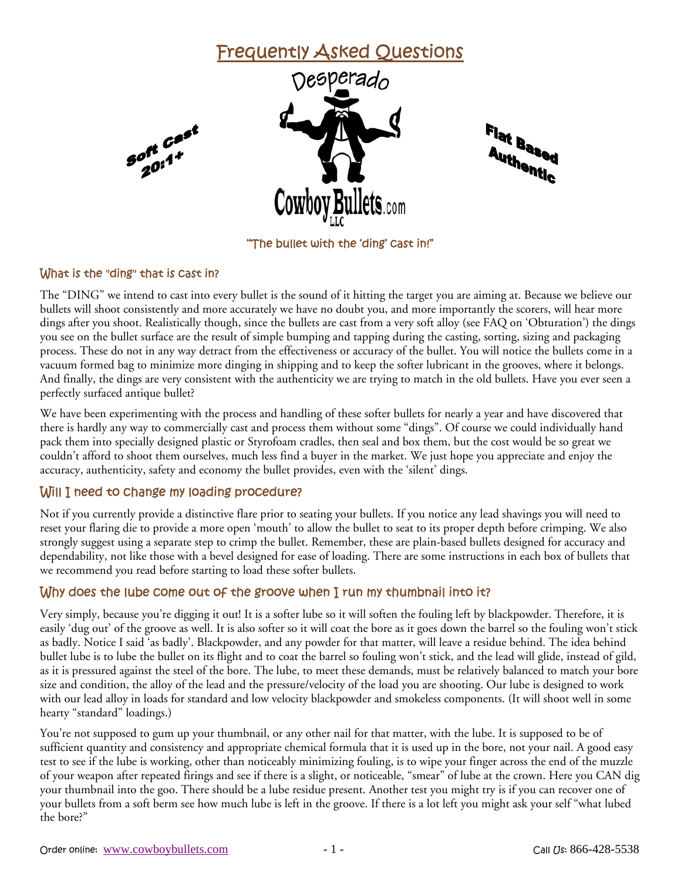# Frequently Asked Questions

Desperado

Soft Cast 20:1+

Flat Based Authentic

CowboyBullets.com LLC

"The bullet with the 'ding' cast in!"

### What is the "ding" that is cast in?

The "DING" we intend to cast into every bullet is the sound of it hitting the target you are aiming at. Because we believe our bullets will shoot consistently and more accurately we have no doubt you, and more importantly the scorers, will hear more dings after you shoot. Realistically though, since the bullets are cast from a very soft alloy (see FAQ on 'Obturation') the dings you see on the bullet surface are the result of simple bumping and tapping during the casting, sorting, sizing and packaging process. These do not in any way detract from the effectiveness or accuracy of the bullet. You will notice the bullets come in a vacuum formed bag to minimize more dinging in shipping and to keep the softer lubricant in the grooves, where it belongs. And finally, the dings are very consistent with the authenticity we are trying to match in the old bullets. Have you ever seen a perfectly surfaced antique bullet?

We have been experimenting with the process and handling of these softer bullets for nearly a year and have discovered that there is hardly any way to commercially cast and process them without some "dings". Of course we could individually hand pack them into specially designed plastic or Styrofoam cradles, then seal and box them, but the cost would be so great we couldn't afford to shoot them ourselves, much less find a buyer in the market. We just hope you appreciate and enjoy the accuracy, authenticity, safety and economy the bullet provides, even with the 'silent' dings.

### Will I need to change my loading procedure?

Not if you currently provide a distinctive flare prior to seating your bullets. If you notice any lead shavings you will need to reset your flaring die to provide a more open 'mouth' to allow the bullet to seat to its proper depth before crimping. We also strongly suggest using a separate step to crimp the bullet. Remember, these are plain-based bullets designed for accuracy and dependability, not like those with a bevel designed for ease of loading. There are some instructions in each box of bullets that we recommend you read before starting to load these softer bullets.

### Why does the lube come out of the groove when I run my thumbnail into it?

Very simply, because you're digging it out! It is a softer lube so it will soften the fouling left by blackpowder. Therefore, it is easily 'dug out' of the groove as well. It is also softer so it will coat the bore as it goes down the barrel so the fouling won't stick as badly. Notice I said 'as badly'. Blackpowder, and any powder for that matter, will leave a residue behind. The idea behind bullet lube is to lube the bullet on its flight and to coat the barrel so fouling won't stick, and the lead will glide, instead of gild, as it is pressured against the steel of the bore. The lube, to meet these demands, must be relatively balanced to match your bore size and condition, the alloy of the lead and the pressure/velocity of the load you are shooting. Our lube is designed to work with our lead alloy in loads for standard and low velocity blackpowder and smokeless components. (It will shoot well in some hearty "standard" loadings.)

You're not supposed to gum up your thumbnail, or any other nail for that matter, with the lube. It is supposed to be of sufficient quantity and consistency and appropriate chemical formula that it is used up in the bore, not your nail. A good easy test to see if the lube is working, other than noticeably minimizing fouling, is to wipe your finger across the end of the muzzle of your weapon after repeated firings and see if there is a slight, or noticeable, "smear" of lube at the crown. Here you CAN dig your thumbnail into the goo. There should be a lube residue present. Another test you might try is if you can recover one of your bullets from a soft berm see how much lube is left in the groove. If there is a lot left you might ask your self "what lubed the bore?"

Order online: www.cowboybullets.com Call Us: 866-428-5538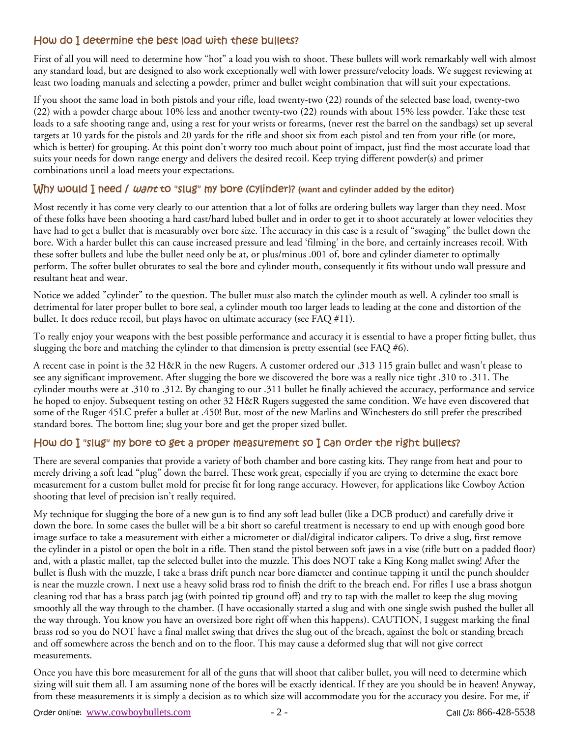## How do I determine the best load with these bullets?

First of all you will need to determine how "hot" a load you wish to shoot. These bullets will work remarkably well with almost any standard load, but are designed to also work exceptionally well with lower pressure/velocity loads. We suggest reviewing at least two loading manuals and selecting a powder, primer and bullet weight combination that will suit your expectations.

If you shoot the same load in both pistols and your rifle, load twenty-two (22) rounds of the selected base load, twenty-two (22) with a powder charge about 10% less and another twenty-two (22) rounds with about 15% less powder. Take these test loads to a safe shooting range and, using a rest for your wrists or forearms, (never rest the barrel on the sandbags) set up several targets at 10 yards for the pistols and 20 yards for the rifle and shoot six from each pistol and ten from your rifle (or more, which is better) for grouping. At this point don't worry too much about point of impact, just find the most accurate load that suits your needs for down range energy and delivers the desired recoil. Keep trying different powder(s) and primer combinations until a load meets your expectations.

## Why would I need / *want* to "slug" my bore (cylinder)? (want and cylinder added by the editor)

Most recently it has come very clearly to our attention that a lot of folks are ordering bullets way larger than they need. Most of these folks have been shooting a hard cast/hard lubed bullet and in order to get it to shoot accurately at lower velocities they have had to get a bullet that is measurably over bore size. The accuracy in this case is a result of "swaging" the bullet down the bore. With a harder bullet this can cause increased pressure and lead 'filming' in the bore, and certainly increases recoil. With these softer bullets and lube the bullet need only be at, or plus/minus .001 of, bore and cylinder diameter to optimally perform. The softer bullet obturates to seal the bore and cylinder mouth, consequently it fits without undo wall pressure and resultant heat and wear.

Notice we added "cylinder" to the question. The bullet must also match the cylinder mouth as well. A cylinder too small is detrimental for later proper bullet to bore seal, a cylinder mouth too larger leads to leading at the cone and distortion of the bullet. It does reduce recoil, but plays havoc on ultimate accuracy (see FAQ #11).

To really enjoy your weapons with the best possible performance and accuracy it is essential to have a proper fitting bullet, thus slugging the bore and matching the cylinder to that dimension is pretty essential (see FAQ #6).

A recent case in point is the 32 H&R in the new Rugers. A customer ordered our .313 115 grain bullet and wasn't please to see any significant improvement. After slugging the bore we discovered the bore was a really nice tight .310 to .311. The cylinder mouths were at .310 to .312. By changing to our .311 bullet he finally achieved the accuracy, performance and service he hoped to enjoy. Subsequent testing on other 32 H&R Rugers suggested the same condition. We have even discovered that some of the Ruger 45LC prefer a bullet at .450! But, most of the new Marlins and Winchesters do still prefer the prescribed standard bores. The bottom line; slug your bore and get the proper sized bullet.

## How do I "slug" my bore to get a proper measurement so I can order the right bullets?

There are several companies that provide a variety of both chamber and bore casting kits. They range from heat and pour to merely driving a soft lead "plug" down the barrel. These work great, especially if you are trying to determine the exact bore measurement for a custom bullet mold for precise fit for long range accuracy. However, for applications like Cowboy Action shooting that level of precision isn't really required.

My technique for slugging the bore of a new gun is to find any soft lead bullet (like a DCB product) and carefully drive it down the bore. In some cases the bullet will be a bit short so careful treatment is necessary to end up with enough good bore image surface to take a measurement with either a micrometer or dial/digital indicator calipers. To drive a slug, first remove the cylinder in a pistol or open the bolt in a rifle. Then stand the pistol between soft jaws in a vise (rifle butt on a padded floor) and, with a plastic mallet, tap the selected bullet into the muzzle. This does NOT take a King Kong mallet swing! After the bullet is flush with the muzzle, I take a brass drift punch near bore diameter and continue tapping it until the punch shoulder is near the muzzle crown. I next use a heavy solid brass rod to finish the drift to the breach end. For rifles I use a brass shotgun cleaning rod that has a brass patch jag (with pointed tip ground off) and try to tap with the mallet to keep the slug moving smoothly all the way through to the chamber. (I have occasionally started a slug and with one single swish pushed the bullet all the way through. You know you have an oversized bore right off when this happens). CAUTION, I suggest marking the final brass rod so you do NOT have a final mallet swing that drives the slug out of the breach, against the bolt or standing breach and off somewhere across the bench and on to the floor. This may cause a deformed slug that will not give correct measurements.

Once you have this bore measurement for all of the guns that will shoot that caliber bullet, you will need to determine which sizing will suit them all. I am assuming none of the bores will be exactly identical. If they are you should be in heaven! Anyway, from these measurements it is simply a decision as to which size will accommodate you for the accuracy you desire. For me, if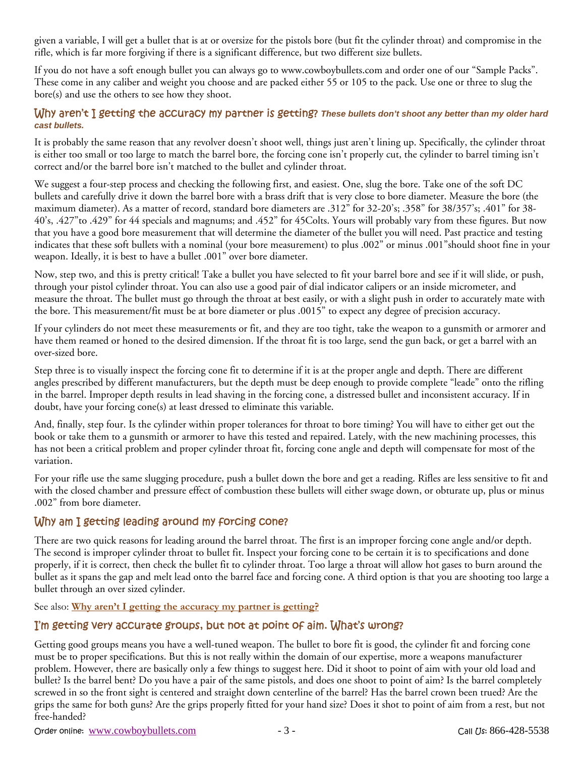given a variable, I will get a bullet that is at or oversize for the pistols bore (but fit the cylinder throat) and compromise in the rifle, which is far more forgiving if there is a significant difference, but two different size bullets.

If you do not have a soft enough bullet you can always go to www.cowboybullets.com and order one of our "Sample Packs". These come in any caliber and weight you choose and are packed either 55 or 105 to the pack. Use one or three to slug the bore(s) and use the others to see how they shoot.

## Why aren't I getting the accuracy my partner is getting? *These bullets don't shoot any better than my older hard cast bullets.*

It is probably the same reason that any revolver doesn't shoot well, things just aren't lining up. Specifically, the cylinder throat is either too small or too large to match the barrel bore, the forcing cone isn't properly cut, the cylinder to barrel timing isn't correct and/or the barrel bore isn't matched to the bullet and cylinder throat.

We suggest a four-step process and checking the following first, and easiest. One, slug the bore. Take one of the soft DC bullets and carefully drive it down the barrel bore with a brass drift that is very close to bore diameter. Measure the bore (the maximum diameter). As a matter of record, standard bore diameters are .312" for 32-20's; .358" for 38/357's; .401" for 38-40's, .427"to .429" for 44 specials and magnums; and .452" for 45Colts. Yours will probably vary from these figures. But now that you have a good bore measurement that will determine the diameter of the bullet you will need. Past practice and testing indicates that these soft bullets with a nominal (your bore measurement) to plus .002" or minus .001"should shoot fine in your weapon. Ideally, it is best to have a bullet .001" over bore diameter.

Now, step two, and this is pretty critical! Take a bullet you have selected to fit your barrel bore and see if it will slide, or push, through your pistol cylinder throat. You can also use a good pair of dial indicator calipers or an inside micrometer, and measure the throat. The bullet must go through the throat at best easily, or with a slight push in order to accurately mate with the bore. This measurement/fit must be at bore diameter or plus .0015" to expect any degree of precision accuracy.

If your cylinders do not meet these measurements or fit, and they are too tight, take the weapon to a gunsmith or armorer and have them reamed or honed to the desired dimension. If the throat fit is too large, send the gun back, or get a barrel with an over-sized bore.

Step three is to visually inspect the forcing cone fit to determine if it is at the proper angle and depth. There are different angles prescribed by different manufacturers, but the depth must be deep enough to provide complete "leade" onto the rifling in the barrel. Improper depth results in lead shaving in the forcing cone, a distressed bullet and inconsistent accuracy. If in doubt, have your forcing cone(s) at least dressed to eliminate this variable.

And, finally, step four. Is the cylinder within proper tolerances for throat to bore timing? You will have to either get out the book or take them to a gunsmith or armorer to have this tested and repaired. Lately, with the new machining processes, this has not been a critical problem and proper cylinder throat fit, forcing cone angle and depth will compensate for most of the variation.

For your rifle use the same slugging procedure, push a bullet down the bore and get a reading. Rifles are less sensitive to fit and with the closed chamber and pressure effect of combustion these bullets will either swage down, or obturate up, plus or minus .002" from bore diameter.

## Why am I getting leading around my forcing cone?

There are two quick reasons for leading around the barrel throat. The first is an improper forcing cone angle and/or depth. The second is improper cylinder throat to bullet fit. Inspect your forcing cone to be certain it is to specifications and done properly, if it is correct, then check the bullet fit to cylinder throat. Too large a throat will allow hot gases to burn around the bullet as it spans the gap and melt lead onto the barrel face and forcing cone. A third option is that you are shooting too large a bullet through an over sized cylinder.

See also: **Why aren't I getting the accuracy my partner is getting?**

## I'm getting very accurate groups, but not at point of aim. What's wrong?

Getting good groups means you have a well-tuned weapon. The bullet to bore fit is good, the cylinder fit and forcing cone must be to proper specifications. But this is not really within the domain of our expertise, more a weapons manufacturer problem. However, there are basically only a few things to suggest here. Did it shoot to point of aim with your old load and bullet? Is the barrel bent? Do you have a pair of the same pistols, and does one shoot to point of aim? Is the barrel completely screwed in so the front sight is centered and straight down centerline of the barrel? Has the barrel crown been trued? Are the grips the same for both guns? Are the grips properly fitted for your hand size? Does it shot to point of aim from a rest, but not free-handed?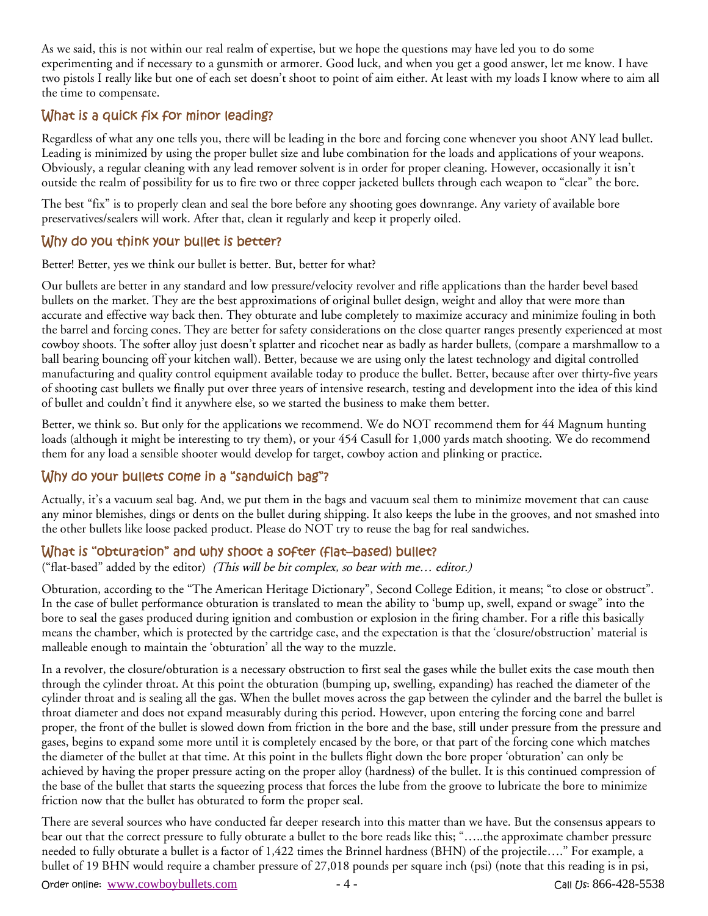As we said, this is not within our real realm of expertise, but we hope the questions may have led you to do some experimenting and if necessary to a gunsmith or armorer. Good luck, and when you get a good answer, let me know. I have two pistols I really like but one of each set doesn't shoot to point of aim either. At least with my loads I know where to aim all the time to compensate.

## What is a quick fix for minor leading?

Regardless of what any one tells you, there will be leading in the bore and forcing cone whenever you shoot ANY lead bullet. Leading is minimized by using the proper bullet size and lube combination for the loads and applications of your weapons. Obviously, a regular cleaning with any lead remover solvent is in order for proper cleaning. However, occasionally it isn't outside the realm of possibility for us to fire two or three copper jacketed bullets through each weapon to "clear" the bore.

The best "fix" is to properly clean and seal the bore before any shooting goes downrange. Any variety of available bore preservatives/sealers will work. After that, clean it regularly and keep it properly oiled.

## Why do you think your bullet is better?

Better! Better, yes we think our bullet is better. But, better for what?

Our bullets are better in any standard and low pressure/velocity revolver and rifle applications than the harder bevel based bullets on the market. They are the best approximations of original bullet design, weight and alloy that were more than accurate and effective way back then. They obturate and lube completely to maximize accuracy and minimize fouling in both the barrel and forcing cones. They are better for safety considerations on the close quarter ranges presently experienced at most cowboy shoots. The softer alloy just doesn't splatter and ricochet near as badly as harder bullets, (compare a marshmallow to a ball bearing bouncing off your kitchen wall). Better, because we are using only the latest technology and digital controlled manufacturing and quality control equipment available today to produce the bullet. Better, because after over thirty-five years of shooting cast bullets we finally put over three years of intensive research, testing and development into the idea of this kind of bullet and couldn't find it anywhere else, so we started the business to make them better.

Better, we think so. But only for the applications we recommend. We do NOT recommend them for 44 Magnum hunting loads (although it might be interesting to try them), or your 454 Casull for 1,000 yards match shooting. We do recommend them for any load a sensible shooter would develop for target, cowboy action and plinking or practice.

## Why do your bullets come in a "sandwich bag"?

Actually, it's a vacuum seal bag. And, we put them in the bags and vacuum seal them to minimize movement that can cause any minor blemishes, dings or dents on the bullet during shipping. It also keeps the lube in the grooves, and not smashed into the other bullets like loose packed product. Please do NOT try to reuse the bag for real sandwiches.

## What is "obturation" and why shoot a softer (flat-based) bullet?

("flat-based" added by the editor) *(This will be bit complex, so bear with me… editor.)*

Obturation, according to the "The American Heritage Dictionary", Second College Edition, it means; "to close or obstruct". In the case of bullet performance obturation is translated to mean the ability to 'bump up, swell, expand or swage" into the bore to seal the gases produced during ignition and combustion or explosion in the firing chamber. For a rifle this basically means the chamber, which is protected by the cartridge case, and the expectation is that the 'closure/obstruction' material is malleable enough to maintain the 'obturation' all the way to the muzzle.

In a revolver, the closure/obturation is a necessary obstruction to first seal the gases while the bullet exits the case mouth then through the cylinder throat. At this point the obturation (bumping up, swelling, expanding) has reached the diameter of the cylinder throat and is sealing all the gas. When the bullet moves across the gap between the cylinder and the barrel the bullet is throat diameter and does not expand measurably during this period. However, upon entering the forcing cone and barrel proper, the front of the bullet is slowed down from friction in the bore and the base, still under pressure from the pressure and gases, begins to expand some more until it is completely encased by the bore, or that part of the forcing cone which matches the diameter of the bullet at that time. At this point in the bullets flight down the bore proper 'obturation' can only be achieved by having the proper pressure acting on the proper alloy (hardness) of the bullet. It is this continued compression of the base of the bullet that starts the squeezing process that forces the lube from the groove to lubricate the bore to minimize friction now that the bullet has obturated to form the proper seal.

There are several sources who have conducted far deeper research into this matter than we have. But the consensus appears to bear out that the correct pressure to fully obturate a bullet to the bore reads like this; "…..the approximate chamber pressure needed to fully obturate a bullet is a factor of 1,422 times the Brinnel hardness (BHN) of the projectile…." For example, a bullet of 19 BHN would require a chamber pressure of 27,018 pounds per square inch (psi) (note that this reading is in psi,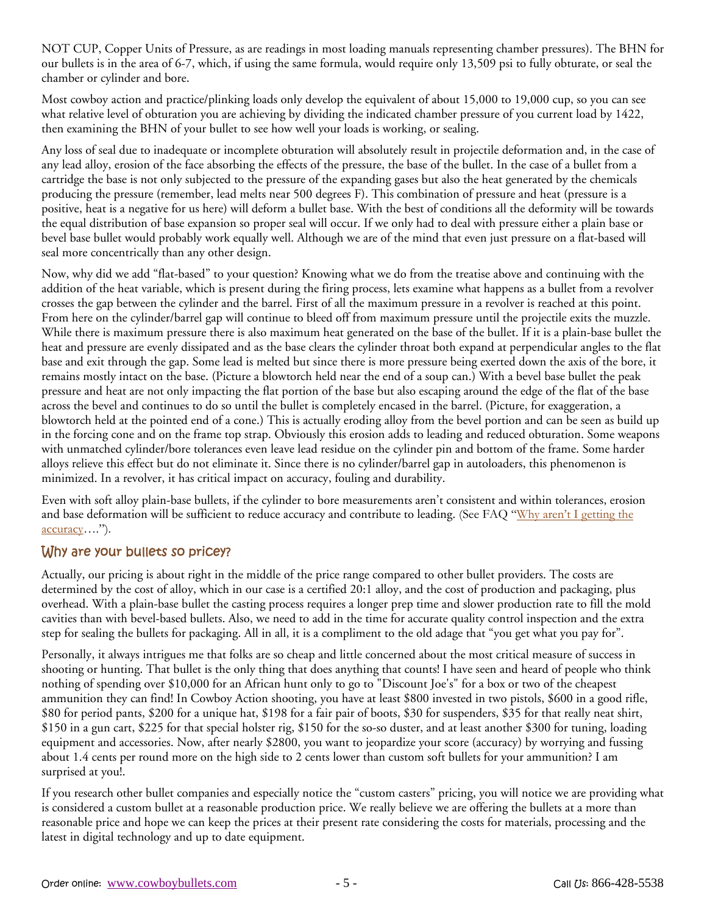NOT CUP, Copper Units of Pressure, as are readings in most loading manuals representing chamber pressures). The BHN for our bullets is in the area of 6-7, which, if using the same formula, would require only 13,509 psi to fully obturate, or seal the chamber or cylinder and bore.

Most cowboy action and practice/plinking loads only develop the equivalent of about 15,000 to 19,000 cup, so you can see what relative level of obturation you are achieving by dividing the indicated chamber pressure of you current load by 1422, then examining the BHN of your bullet to see how well your loads is working, or sealing.

Any loss of seal due to inadequate or incomplete obturation will absolutely result in projectile deformation and, in the case of any lead alloy, erosion of the face absorbing the effects of the pressure, the base of the bullet. In the case of a bullet from a cartridge the base is not only subjected to the pressure of the expanding gases but also the heat generated by the chemicals producing the pressure (remember, lead melts near 500 degrees F). This combination of pressure and heat (pressure is a positive, heat is a negative for us here) will deform a bullet base. With the best of conditions all the deformity will be towards the equal distribution of base expansion so proper seal will occur. If we only had to deal with pressure either a plain base or bevel base bullet would probably work equally well. Although we are of the mind that even just pressure on a flat-based will seal more concentrically than any other design.

Now, why did we add "flat-based" to your question? Knowing what we do from the treatise above and continuing with the addition of the heat variable, which is present during the firing process, lets examine what happens as a bullet from a revolver crosses the gap between the cylinder and the barrel. First of all the maximum pressure in a revolver is reached at this point. From here on the cylinder/barrel gap will continue to bleed off from maximum pressure until the projectile exits the muzzle. While there is maximum pressure there is also maximum heat generated on the base of the bullet. If it is a plain-base bullet the heat and pressure are evenly dissipated and as the base clears the cylinder throat both expand at perpendicular angles to the flat base and exit through the gap. Some lead is melted but since there is more pressure being exerted down the axis of the bore, it remains mostly intact on the base. (Picture a blowtorch held near the end of a soup can.) With a bevel base bullet the peak pressure and heat are not only impacting the flat portion of the base but also escaping around the edge of the flat of the base across the bevel and continues to do so until the bullet is completely encased in the barrel. (Picture, for exaggeration, a blowtorch held at the pointed end of a cone.) This is actually eroding alloy from the bevel portion and can be seen as build up in the forcing cone and on the frame top strap. Obviously this erosion adds to leading and reduced obturation. Some weapons with unmatched cylinder/bore tolerances even leave lead residue on the cylinder pin and bottom of the frame. Some harder alloys relieve this effect but do not eliminate it. Since there is no cylinder/barrel gap in autoloaders, this phenomenon is minimized. In a revolver, it has critical impact on accuracy, fouling and durability.

Even with soft alloy plain-base bullets, if the cylinder to bore measurements aren't consistent and within tolerances, erosion and base deformation will be sufficient to reduce accuracy and contribute to leading. (See FAQ "Why aren't I getting the accuracy….").

## Why are your bullets so pricey?

Actually, our pricing is about right in the middle of the price range compared to other bullet providers. The costs are determined by the cost of alloy, which in our case is a certified 20:1 alloy, and the cost of production and packaging, plus overhead. With a plain-base bullet the casting process requires a longer prep time and slower production rate to fill the mold cavities than with bevel-based bullets. Also, we need to add in the time for accurate quality control inspection and the extra step for sealing the bullets for packaging. All in all, it is a compliment to the old adage that "you get what you pay for".

Personally, it always intrigues me that folks are so cheap and little concerned about the most critical measure of success in shooting or hunting. That bullet is the only thing that does anything that counts! I have seen and heard of people who think nothing of spending over $10,000 for an African hunt only to go to "Discount Joe's" for a box or two of the cheapest ammunition they can find! In Cowboy Action shooting, you have at least $800 invested in two pistols, $600 in a good rifle, $80 for period pants, $200 for a unique hat, $198 for a fair pair of boots, $30 for suspenders, $35 for that really neat shirt, $150 in a gun cart, $225 for that special holster rig, $150 for the so-so duster, and at least another $300 for tuning, loading equipment and accessories. Now, after nearly $2800, you want to jeopardize your score (accuracy) by worrying and fussing about 1.4 cents per round more on the high side to 2 cents lower than custom soft bullets for your ammunition? I am surprised at you!.

If you research other bullet companies and especially notice the "custom casters" pricing, you will notice we are providing what is considered a custom bullet at a reasonable production price. We really believe we are offering the bullets at a more than reasonable price and hope we can keep the prices at their present rate considering the costs for materials, processing and the latest in digital technology and up to date equipment.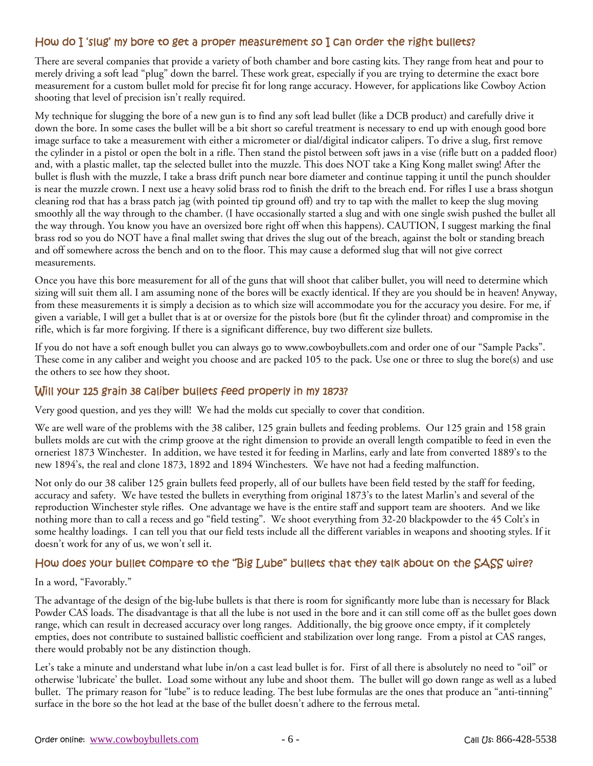## How do I 'slug' my bore to get a proper measurement so I can order the right bullets?

There are several companies that provide a variety of both chamber and bore casting kits. They range from heat and pour to merely driving a soft lead "plug" down the barrel. These work great, especially if you are trying to determine the exact bore measurement for a custom bullet mold for precise fit for long range accuracy. However, for applications like Cowboy Action shooting that level of precision isn't really required.

My technique for slugging the bore of a new gun is to find any soft lead bullet (like a DCB product) and carefully drive it down the bore. In some cases the bullet will be a bit short so careful treatment is necessary to end up with enough good bore image surface to take a measurement with either a micrometer or dial/digital indicator calipers. To drive a slug, first remove the cylinder in a pistol or open the bolt in a rifle. Then stand the pistol between soft jaws in a vise (rifle butt on a padded floor) and, with a plastic mallet, tap the selected bullet into the muzzle. This does NOT take a King Kong mallet swing! After the bullet is flush with the muzzle, I take a brass drift punch near bore diameter and continue tapping it until the punch shoulder is near the muzzle crown. I next use a heavy solid brass rod to finish the drift to the breach end. For rifles I use a brass shotgun cleaning rod that has a brass patch jag (with pointed tip ground off) and try to tap with the mallet to keep the slug moving smoothly all the way through to the chamber. (I have occasionally started a slug and with one single swish pushed the bullet all the way through. You know you have an oversized bore right off when this happens). CAUTION, I suggest marking the final brass rod so you do NOT have a final mallet swing that drives the slug out of the breach, against the bolt or standing breach and off somewhere across the bench and on to the floor. This may cause a deformed slug that will not give correct measurements.

Once you have this bore measurement for all of the guns that will shoot that caliber bullet, you will need to determine which sizing will suit them all. I am assuming none of the bores will be exactly identical. If they are you should be in heaven! Anyway, from these measurements it is simply a decision as to which size will accommodate you for the accuracy you desire. For me, if given a variable, I will get a bullet that is at or oversize for the pistols bore (but fit the cylinder throat) and compromise in the rifle, which is far more forgiving. If there is a significant difference, buy two different size bullets.

If you do not have a soft enough bullet you can always go to www.cowboybullets.com and order one of our "Sample Packs". These come in any caliber and weight you choose and are packed 105 to the pack. Use one or three to slug the bore(s) and use the others to see how they shoot.

## Will your 125 grain 38 caliber bullets feed properly in my 1873?

Very good question, and yes they will! We had the molds cut specially to cover that condition.

We are well ware of the problems with the 38 caliber, 125 grain bullets and feeding problems. Our 125 grain and 158 grain bullets molds are cut with the crimp groove at the right dimension to provide an overall length compatible to feed in even the orneriest 1873 Winchester. In addition, we have tested it for feeding in Marlins, early and late from converted 1889's to the new 1894's, the real and clone 1873, 1892 and 1894 Winchesters. We have not had a feeding malfunction.

Not only do our 38 caliber 125 grain bullets feed properly, all of our bullets have been field tested by the staff for feeding, accuracy and safety. We have tested the bullets in everything from original 1873's to the latest Marlin's and several of the reproduction Winchester style rifles. One advantage we have is the entire staff and support team are shooters. And we like nothing more than to call a recess and go "field testing". We shoot everything from 32-20 blackpowder to the 45 Colt's in some healthy loadings. I can tell you that our field tests include all the different variables in weapons and shooting styles. If it doesn't work for any of us, we won't sell it.

## How does your bullet compare to the "Big Lube" bullets that they talk about on the SASS wire?

In a word, "Favorably."

The advantage of the design of the big-lube bullets is that there is room for significantly more lube than is necessary for Black Powder CAS loads. The disadvantage is that all the lube is not used in the bore and it can still come off as the bullet goes down range, which can result in decreased accuracy over long ranges. Additionally, the big groove once empty, if it completely empties, does not contribute to sustained ballistic coefficient and stabilization over long range. From a pistol at CAS ranges, there would probably not be any distinction though.

Let's take a minute and understand what lube in/on a cast lead bullet is for. First of all there is absolutely no need to "oil" or otherwise 'lubricate' the bullet. Load some without any lube and shoot them. The bullet will go down range as well as a lubed bullet. The primary reason for "lube" is to reduce leading. The best lube formulas are the ones that produce an "anti-tinning" surface in the bore so the hot lead at the base of the bullet doesn't adhere to the ferrous metal.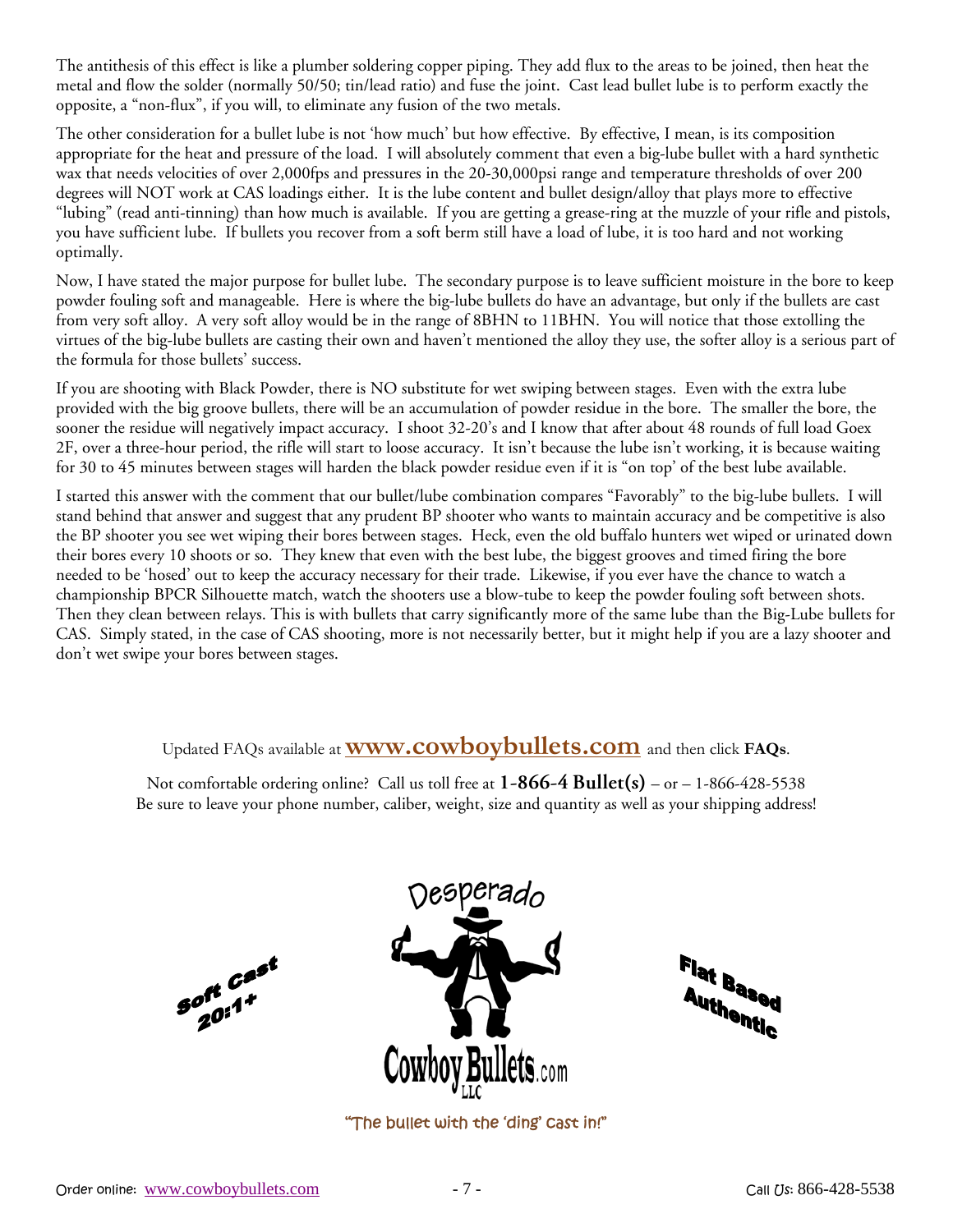The antithesis of this effect is like a plumber soldering copper piping. They add flux to the areas to be joined, then heat the metal and flow the solder (normally 50/50; tin/lead ratio) and fuse the joint. Cast lead bullet lube is to perform exactly the opposite, a "non-flux", if you will, to eliminate any fusion of the two metals.

The other consideration for a bullet lube is not 'how much' but how effective. By effective, I mean, is its composition appropriate for the heat and pressure of the load. I will absolutely comment that even a big-lube bullet with a hard synthetic wax that needs velocities of over 2,000fps and pressures in the 20-30,000psi range and temperature thresholds of over 200 degrees will NOT work at CAS loadings either. It is the lube content and bullet design/alloy that plays more to effective "lubing" (read anti-tinning) than how much is available. If you are getting a grease-ring at the muzzle of your rifle and pistols, you have sufficient lube. If bullets you recover from a soft berm still have a load of lube, it is too hard and not working optimally.

Now, I have stated the major purpose for bullet lube. The secondary purpose is to leave sufficient moisture in the bore to keep powder fouling soft and manageable. Here is where the big-lube bullets do have an advantage, but only if the bullets are cast from very soft alloy. A very soft alloy would be in the range of 8BHN to 11BHN. You will notice that those extolling the virtues of the big-lube bullets are casting their own and haven't mentioned the alloy they use, the softer alloy is a serious part of the formula for those bullets' success.

If you are shooting with Black Powder, there is NO substitute for wet swiping between stages. Even with the extra lube provided with the big groove bullets, there will be an accumulation of powder residue in the bore. The smaller the bore, the sooner the residue will negatively impact accuracy. I shoot 32-20's and I know that after about 48 rounds of full load Goex 2F, over a three-hour period, the rifle will start to loose accuracy. It isn't because the lube isn't working, it is because waiting for 30 to 45 minutes between stages will harden the black powder residue even if it is "on top' of the best lube available.

I started this answer with the comment that our bullet/lube combination compares "Favorably" to the big-lube bullets. I will stand behind that answer and suggest that any prudent BP shooter who wants to maintain accuracy and be competitive is also the BP shooter you see wet wiping their bores between stages. Heck, even the old buffalo hunters wet wiped or urinated down their bores every 10 shoots or so. They knew that even with the best lube, the biggest grooves and timed firing the bore needed to be 'hosed' out to keep the accuracy necessary for their trade. Likewise, if you ever have the chance to watch a championship BPCR Silhouette match, watch the shooters use a blow-tube to keep the powder fouling soft between shots. Then they clean between relays. This is with bullets that carry significantly more of the same lube than the Big-Lube bullets for CAS. Simply stated, in the case of CAS shooting, more is not necessarily better, but it might help if you are a lazy shooter and don't wet swipe your bores between stages.

Updated FAQs available at **www.cowboybullets.com** and then click **FAQs**.

Not comfortable ordering online? Call us toll free at **1-866-4 Bullet(s)** – or – 1-866-428-5538
Be sure to leave your phone number, caliber, weight, size and quantity as well as your shipping address!

Soft Cast 20:1+

Desperado

CowboyBullets.com LLC

Flat Based Authentic

"The bullet with the 'ding' cast in!"